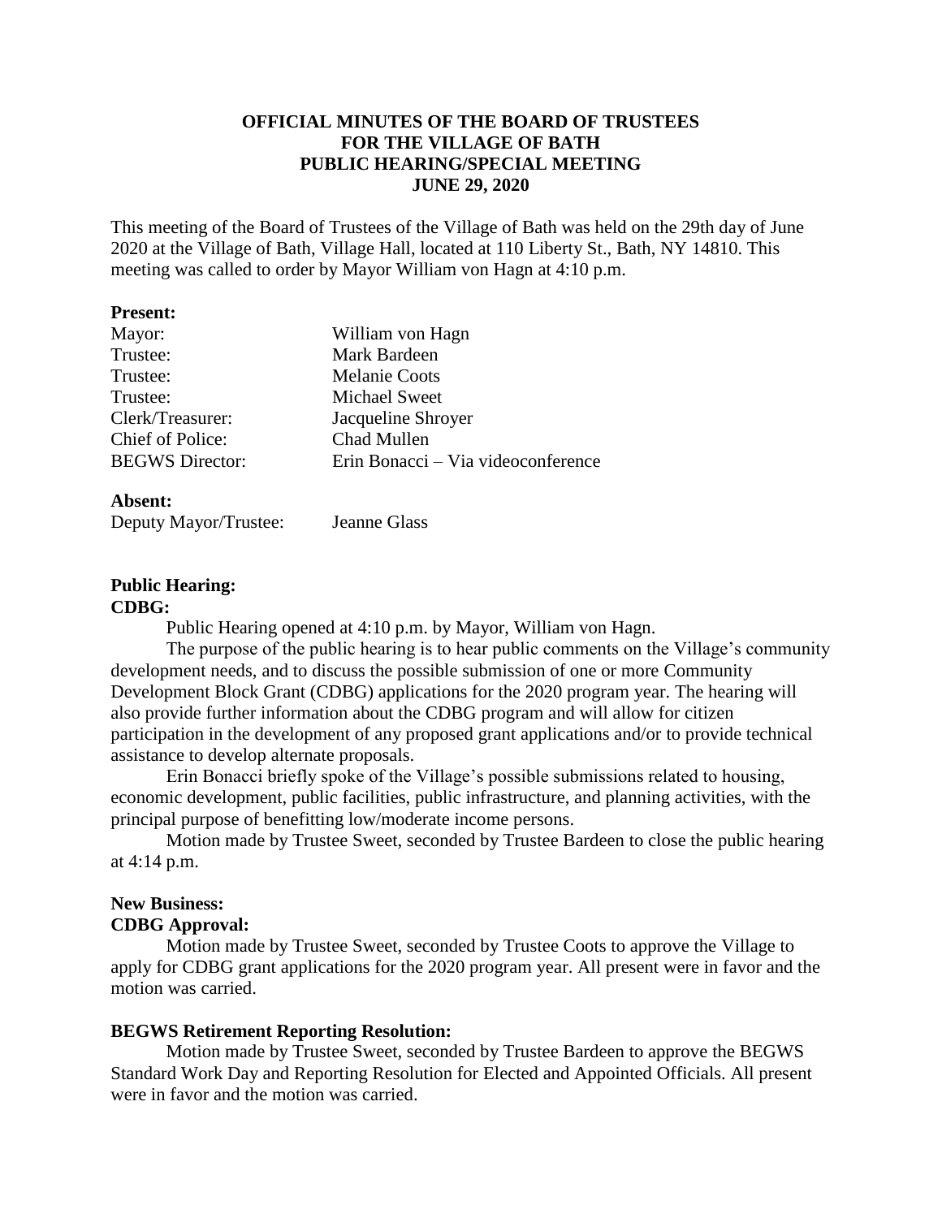**OFFICIAL MINUTES OF THE BOARD OF TRUSTEES**
**FOR THE VILLAGE OF BATH**
**PUBLIC HEARING/SPECIAL MEETING**
**JUNE 29, 2020**

This meeting of the Board of Trustees of the Village of Bath was held on the 29th day of June 2020 at the Village of Bath, Village Hall, located at 110 Liberty St., Bath, NY 14810. This meeting was called to order by Mayor William von Hagn at 4:10 p.m.

**Present:**

| | |
|---|---|
| Mayor: | William von Hagn |
| Trustee: | Mark Bardeen |
| Trustee: | Melanie Coots |
| Trustee: | Michael Sweet |
| Clerk/Treasurer: | Jacqueline Shroyer |
| Chief of Police: | Chad Mullen |
| BEGWS Director: | Erin Bonacci – Via videoconference |

**Absent:**

| | |
|---|---|
| Deputy Mayor/Trustee: | Jeanne Glass |

**Public Hearing:**

**CDBG:**

Public Hearing opened at 4:10 p.m. by Mayor, William von Hagn.

The purpose of the public hearing is to hear public comments on the Village's community development needs, and to discuss the possible submission of one or more Community Development Block Grant (CDBG) applications for the 2020 program year. The hearing will also provide further information about the CDBG program and will allow for citizen participation in the development of any proposed grant applications and/or to provide technical assistance to develop alternate proposals.

Erin Bonacci briefly spoke of the Village's possible submissions related to housing, economic development, public facilities, public infrastructure, and planning activities, with the principal purpose of benefitting low/moderate income persons.

Motion made by Trustee Sweet, seconded by Trustee Bardeen to close the public hearing at 4:14 p.m.

**New Business:**

**CDBG Approval:**

Motion made by Trustee Sweet, seconded by Trustee Coots to approve the Village to apply for CDBG grant applications for the 2020 program year. All present were in favor and the motion was carried.

**BEGWS Retirement Reporting Resolution:**

Motion made by Trustee Sweet, seconded by Trustee Bardeen to approve the BEGWS Standard Work Day and Reporting Resolution for Elected and Appointed Officials. All present were in favor and the motion was carried.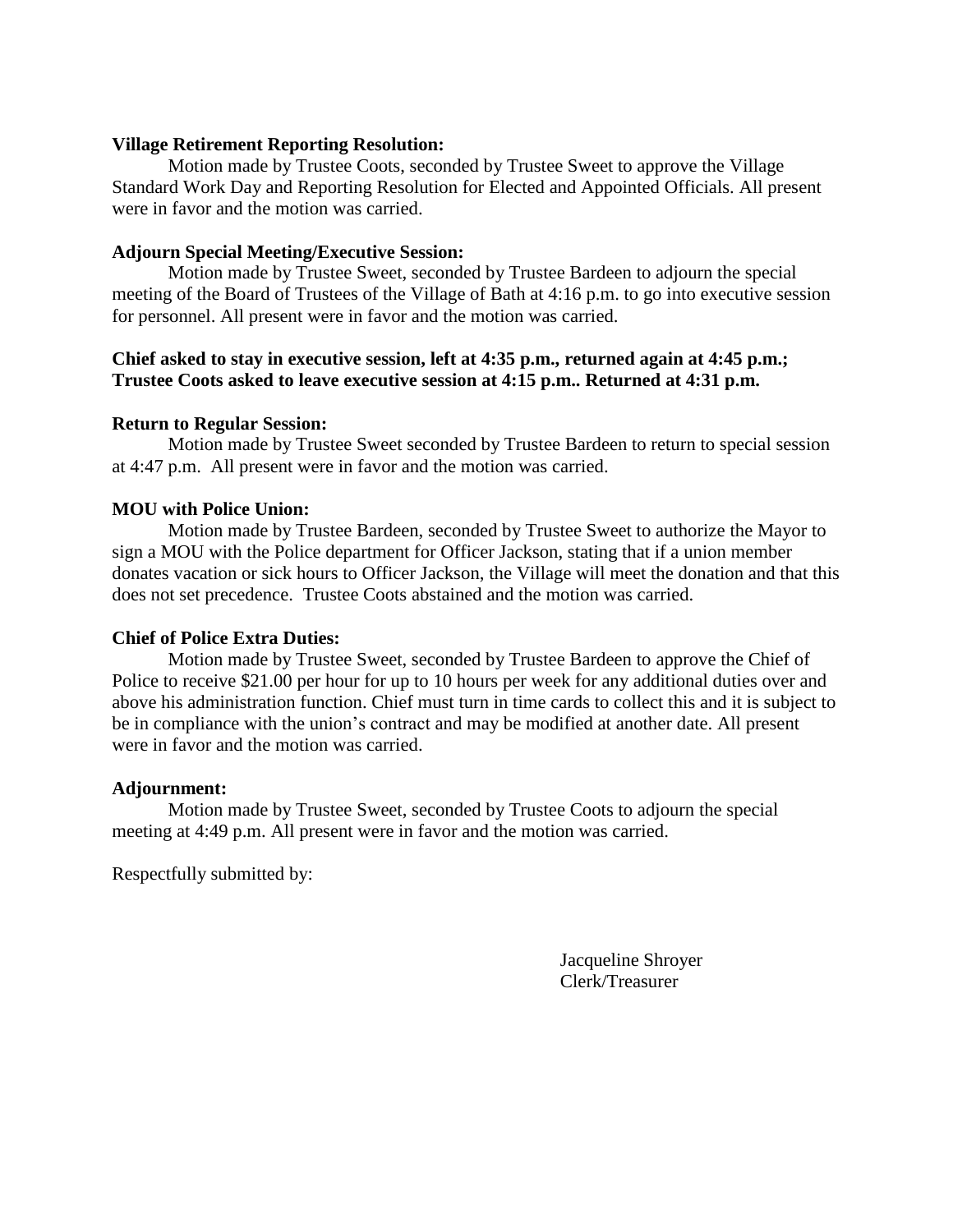**Village Retirement Reporting Resolution:**

Motion made by Trustee Coots, seconded by Trustee Sweet to approve the Village Standard Work Day and Reporting Resolution for Elected and Appointed Officials. All present were in favor and the motion was carried.

**Adjourn Special Meeting/Executive Session:**

Motion made by Trustee Sweet, seconded by Trustee Bardeen to adjourn the special meeting of the Board of Trustees of the Village of Bath at 4:16 p.m. to go into executive session for personnel. All present were in favor and the motion was carried.

**Chief asked to stay in executive session, left at 4:35 p.m., returned again at 4:45 p.m.; Trustee Coots asked to leave executive session at 4:15 p.m.. Returned at 4:31 p.m.**

**Return to Regular Session:**

Motion made by Trustee Sweet seconded by Trustee Bardeen to return to special session at 4:47 p.m. All present were in favor and the motion was carried.

**MOU with Police Union:**

Motion made by Trustee Bardeen, seconded by Trustee Sweet to authorize the Mayor to sign a MOU with the Police department for Officer Jackson, stating that if a union member donates vacation or sick hours to Officer Jackson, the Village will meet the donation and that this does not set precedence. Trustee Coots abstained and the motion was carried.

**Chief of Police Extra Duties:**

Motion made by Trustee Sweet, seconded by Trustee Bardeen to approve the Chief of Police to receive $21.00 per hour for up to 10 hours per week for any additional duties over and above his administration function. Chief must turn in time cards to collect this and it is subject to be in compliance with the union's contract and may be modified at another date. All present were in favor and the motion was carried.

**Adjournment:**

Motion made by Trustee Sweet, seconded by Trustee Coots to adjourn the special meeting at 4:49 p.m. All present were in favor and the motion was carried.

Respectfully submitted by:

Jacqueline Shroyer
Clerk/Treasurer